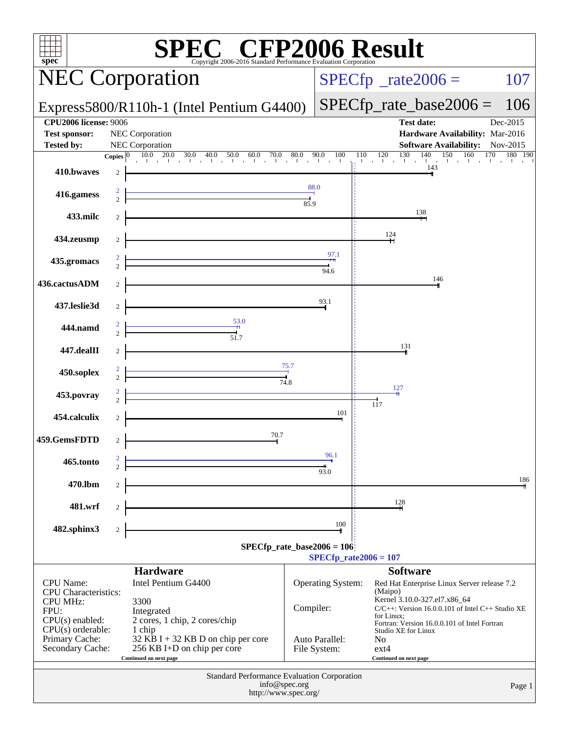# SPEC CFP2006 Result

Copyright 2006-2016 Standard Performance Evaluation Corporation

## NEC Corporation

Express5800/R110h-1 (Intel Pentium G4400)

SPECfp_rate2006 = 107

SPECfp_rate_base2006 = 106

| | | | |
|---|---|---|---|
| **CPU2006 license:** 9006 | | **Test date:** | Dec-2015 |
| **Test sponsor:** | NEC Corporation | **Hardware Availability:** | Mar-2016 |
| **Tested by:** | NEC Corporation | **Software Availability:** | Nov-2015 |

| Benchmark | Copies (peak) | Copies (base) | Peak | Base |
|---|---|---|---|---|
| 410.bwaves | | 2 | | 143 |
| 416.gamess | 2 | 2 | 88.0 | 85.9 |
| 433.milc | | 2 | | 138 |
| 434.zeusmp | | 2 | | 124 |
| 435.gromacs | 2 | 2 | 97.1 | 94.6 |
| 436.cactusADM | | 2 | | 146 |
| 437.leslie3d | | 2 | | 93.1 |
| 444.namd | 2 | 2 | 53.0 | 51.7 |
| 447.dealII | | 2 | | 131 |
| 450.soplex | 2 | 2 | 75.7 | 74.8 |
| 453.povray | 2 | 2 | 127 | 117 |
| 454.calculix | | 2 | | 101 |
| 459.GemsFDTD | | 2 | | 70.7 |
| 465.tonto | 2 | 2 | 96.1 | 93.0 |
| 470.lbm | | 2 | | 186 |
| 481.wrf | | 2 | | 128 |
| 482.sphinx3 | | 2 | | 100 |

SPECfp_rate_base2006 = 106

SPECfp_rate2006 = 107

### Hardware

| | |
|---|---|
| CPU Name: | Intel Pentium G4400 |
| CPU Characteristics: | |
| CPU MHz: | 3300 |
| FPU: | Integrated |
| CPU(s) enabled: | 2 cores, 1 chip, 2 cores/chip |
| CPU(s) orderable: | 1 chip |
| Primary Cache: | 32 KB I + 32 KB D on chip per core |
| Secondary Cache: | 256 KB I+D on chip per core |

Continued on next page

### Software

| | |
|---|---|
| Operating System: | Red Hat Enterprise Linux Server release 7.2 (Maipo) Kernel 3.10.0-327.el7.x86_64 |
| Compiler: | C/C++: Version 16.0.0.101 of Intel C++ Studio XE for Linux; Fortran: Version 16.0.0.101 of Intel Fortran Studio XE for Linux |
| Auto Parallel: | No |
| File System: | ext4 |

Continued on next page

Standard Performance Evaluation Corporation
info@spec.org
http://www.spec.org/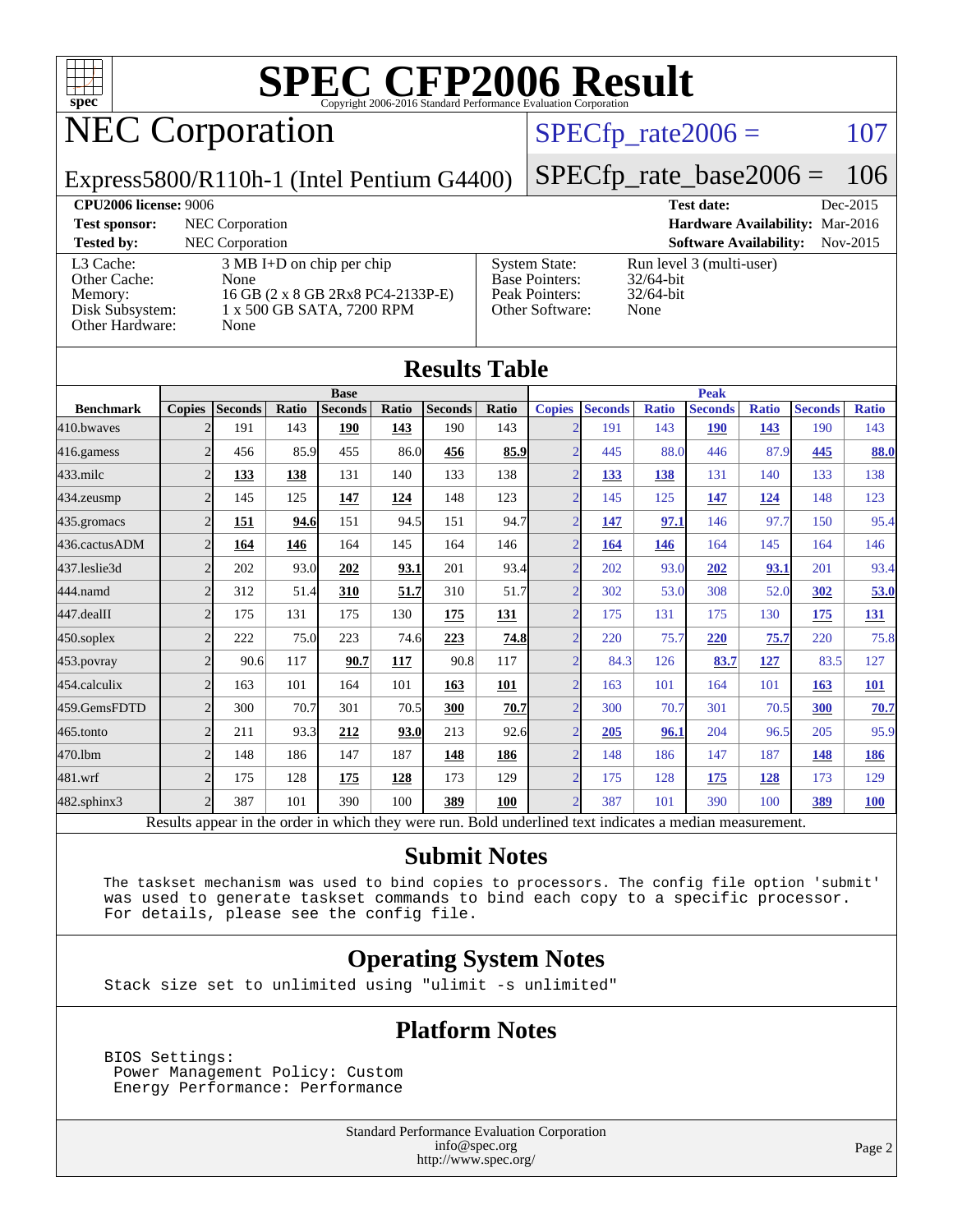# SPEC CFP2006 Result

Copyright 2006-2016 Standard Performance Evaluation Corporation

## NEC Corporation

**SPECfp_rate2006 = 107**

Express5800/R110h-1 (Intel Pentium G4400)

**SPECfp_rate_base2006 = 106**

| | | | |
|---|---|---|---|
| **CPU2006 license:** 9006 | | **Test date:** | Dec-2015 |
| **Test sponsor:** | NEC Corporation | **Hardware Availability:** | Mar-2016 |
| **Tested by:** | NEC Corporation | **Software Availability:** | Nov-2015 |

| | |
|---|---|
| L3 Cache: | 3 MB I+D on chip per chip |
| Other Cache: | None |
| Memory: | 16 GB (2 x 8 GB 2Rx8 PC4-2133P-E) |
| Disk Subsystem: | 1 x 500 GB SATA, 7200 RPM |
| Other Hardware: | None |

| | |
|---|---|
| System State: | Run level 3 (multi-user) |
| Base Pointers: | 32/64-bit |
| Peak Pointers: | 32/64-bit |
| Other Software: | None |

## Results Table

| | Base | | | | | | | Peak | | | | | | |
|---|---|---|---|---|---|---|---|---|---|---|---|---|---|---|
| **Benchmark** | **Copies** | **Seconds** | **Ratio** | **Seconds** | **Ratio** | **Seconds** | **Ratio** | **Copies** | **Seconds** | **Ratio** | **Seconds** | **Ratio** | **Seconds** | **Ratio** |
| 410.bwaves | 2 | 191 | 143 | **190** | **143** | 190 | 143 | 2 | 191 | 143 | **190** | **143** | 190 | 143 |
| 416.gamess | 2 | 456 | 85.9 | 455 | 86.0 | **456** | **85.9** | 2 | 445 | 88.0 | 446 | 87.9 | **445** | **88.0** |
| 433.milc | 2 | **133** | **138** | 131 | 140 | 133 | 138 | 2 | **133** | **138** | 131 | 140 | 133 | 138 |
| 434.zeusmp | 2 | 145 | 125 | **147** | **124** | 148 | 123 | 2 | 145 | 125 | **147** | **124** | 148 | 123 |
| 435.gromacs | 2 | **151** | **94.6** | 151 | 94.5 | 151 | 94.7 | 2 | **147** | **97.1** | 146 | 97.7 | 150 | 95.4 |
| 436.cactusADM | 2 | **164** | **146** | 164 | 145 | 164 | 146 | 2 | **164** | **146** | 164 | 145 | 164 | 146 |
| 437.leslie3d | 2 | 202 | 93.0 | **202** | **93.1** | 201 | 93.4 | 2 | 202 | 93.0 | **202** | **93.1** | 201 | 93.4 |
| 444.namd | 2 | 312 | 51.4 | **310** | **51.7** | 310 | 51.7 | 2 | 302 | 53.0 | 308 | 52.0 | **302** | **53.0** |
| 447.dealII | 2 | 175 | 131 | 175 | 130 | **175** | **131** | 2 | 175 | 131 | 175 | 130 | **175** | **131** |
| 450.soplex | 2 | 222 | 75.0 | 223 | 74.6 | **223** | **74.8** | 2 | 220 | 75.7 | **220** | **75.7** | 220 | 75.8 |
| 453.povray | 2 | 90.6 | 117 | **90.7** | **117** | 90.8 | 117 | 2 | 84.3 | 126 | **83.7** | **127** | 83.5 | 127 |
| 454.calculix | 2 | 163 | 101 | 164 | 101 | **163** | **101** | 2 | 163 | 101 | 164 | 101 | **163** | **101** |
| 459.GemsFDTD | 2 | 300 | 70.7 | 301 | 70.5 | **300** | **70.7** | 2 | 300 | 70.7 | 301 | 70.5 | **300** | **70.7** |
| 465.tonto | 2 | 211 | 93.3 | **212** | **93.0** | 213 | 92.6 | 2 | **205** | **96.1** | 204 | 96.5 | 205 | 95.9 |
| 470.lbm | 2 | 148 | 186 | 147 | 187 | **148** | **186** | 2 | 148 | 186 | 147 | 187 | **148** | **186** |
| 481.wrf | 2 | 175 | 128 | **175** | **128** | 173 | 129 | 2 | 175 | 128 | **175** | **128** | 173 | 129 |
| 482.sphinx3 | 2 | 387 | 101 | 390 | 100 | **389** | **100** | 2 | 387 | 101 | 390 | 100 | **389** | **100** |

Results appear in the order in which they were run. Bold underlined text indicates a median measurement.

## Submit Notes

```
The taskset mechanism was used to bind copies to processors. The config file option 'submit'
was used to generate taskset commands to bind each copy to a specific processor.
For details, please see the config file.
```

## Operating System Notes

```
Stack size set to unlimited using "ulimit -s unlimited"
```

## Platform Notes

```
BIOS Settings:
 Power Management Policy: Custom
 Energy Performance: Performance
```

Standard Performance Evaluation Corporation
info@spec.org
http://www.spec.org/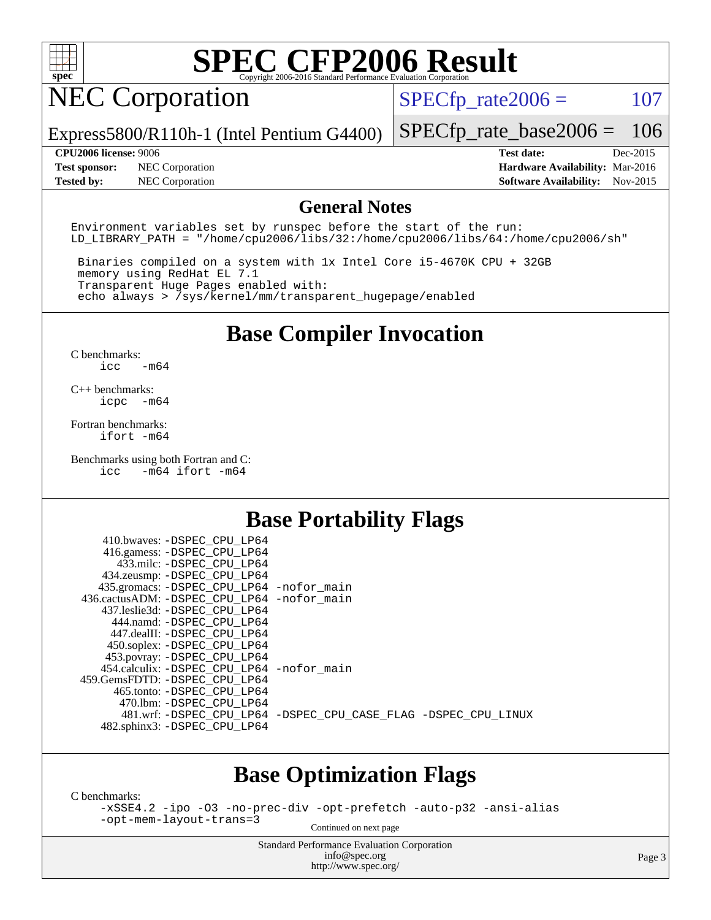# SPEC CFP2006 Result

Copyright 2006-2016 Standard Performance Evaluation Corporation

## NEC Corporation

Express5800/R110h-1 (Intel Pentium G4400)

SPECfp_rate2006 = 107

SPECfp_rate_base2006 = 106

| | | | |
|---|---|---|---|
| **CPU2006 license:** 9006 | | **Test date:** | Dec-2015 |
| **Test sponsor:** | NEC Corporation | **Hardware Availability:** | Mar-2016 |
| **Tested by:** | NEC Corporation | **Software Availability:** | Nov-2015 |

## General Notes

```
Environment variables set by runspec before the start of the run:
LD_LIBRARY_PATH = "/home/cpu2006/libs/32:/home/cpu2006/libs/64:/home/cpu2006/sh"

 Binaries compiled on a system with 1x Intel Core i5-4670K CPU + 32GB
 memory using RedHat EL 7.1
 Transparent Huge Pages enabled with:
 echo always > /sys/kernel/mm/transparent_hugepage/enabled
```

## Base Compiler Invocation

C benchmarks:
```
icc   -m64
```

C++ benchmarks:
```
icpc  -m64
```

Fortran benchmarks:
```
ifort -m64
```

Benchmarks using both Fortran and C:
```
icc   -m64 ifort -m64
```

## Base Portability Flags

```
     410.bwaves: -DSPEC_CPU_LP64
     416.gamess: -DSPEC_CPU_LP64
       433.milc: -DSPEC_CPU_LP64
     434.zeusmp: -DSPEC_CPU_LP64
    435.gromacs: -DSPEC_CPU_LP64 -nofor_main
  436.cactusADM: -DSPEC_CPU_LP64 -nofor_main
    437.leslie3d: -DSPEC_CPU_LP64
       444.namd: -DSPEC_CPU_LP64
     447.dealII: -DSPEC_CPU_LP64
     450.soplex: -DSPEC_CPU_LP64
     453.povray: -DSPEC_CPU_LP64
   454.calculix: -DSPEC_CPU_LP64 -nofor_main
  459.GemsFDTD: -DSPEC_CPU_LP64
      465.tonto: -DSPEC_CPU_LP64
        470.lbm: -DSPEC_CPU_LP64
        481.wrf: -DSPEC_CPU_LP64 -DSPEC_CPU_CASE_FLAG -DSPEC_CPU_LINUX
    482.sphinx3: -DSPEC_CPU_LP64
```

## Base Optimization Flags

C benchmarks:
```
-xSSE4.2 -ipo -O3 -no-prec-div -opt-prefetch -auto-p32 -ansi-alias
-opt-mem-layout-trans=3
```

Continued on next page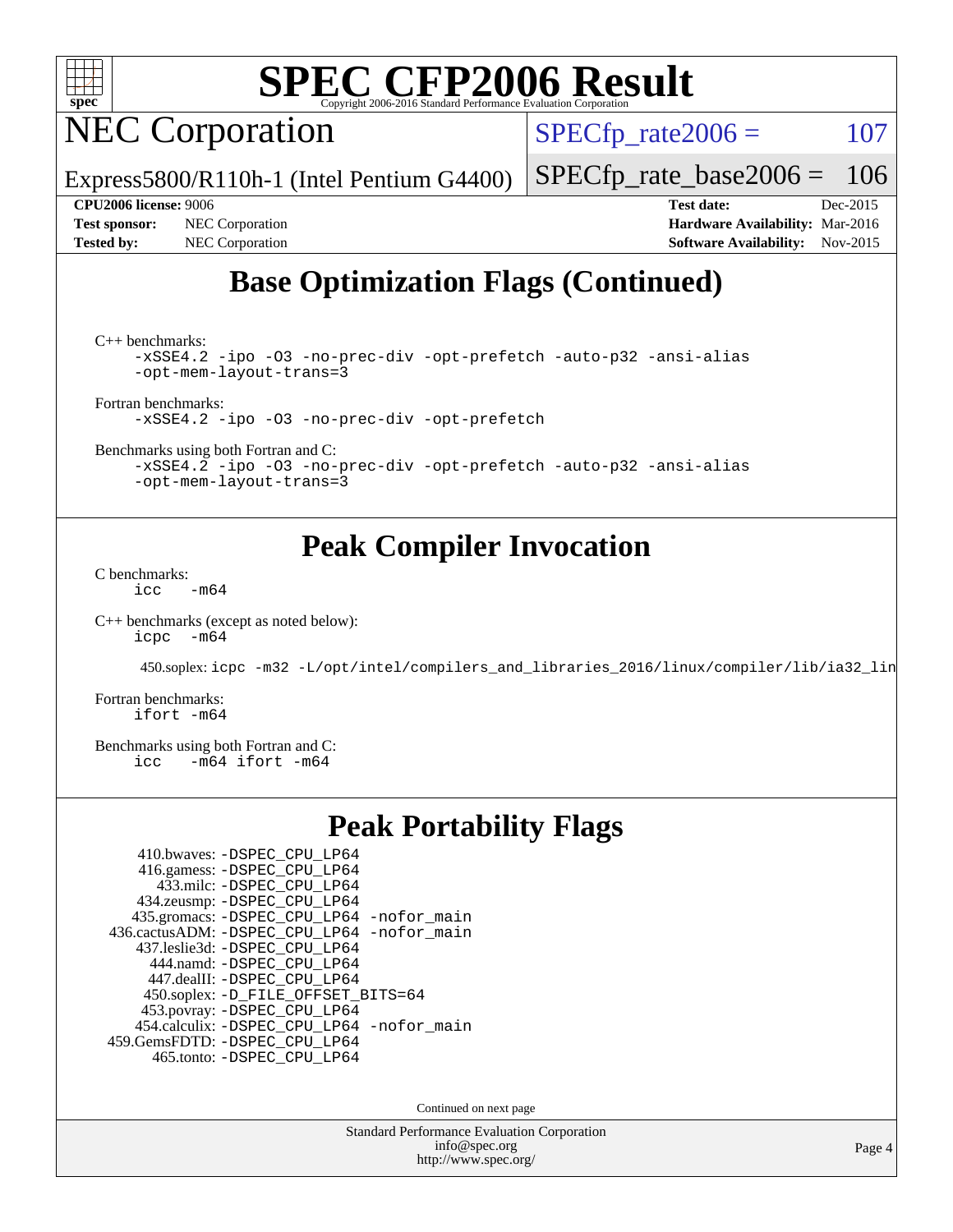# SPEC CFP2006 Result

## NEC Corporation

Express5800/R110h-1 (Intel Pentium G4400)

SPECfp_rate2006 = 107

SPECfp_rate_base2006 = 106

**CPU2006 license:** 9006
**Test sponsor:** NEC Corporation
**Tested by:** NEC Corporation

**Test date:** Dec-2015
**Hardware Availability:** Mar-2016
**Software Availability:** Nov-2015

## Base Optimization Flags (Continued)

C++ benchmarks:

```
-xSSE4.2 -ipo -O3 -no-prec-div -opt-prefetch -auto-p32 -ansi-alias
-opt-mem-layout-trans=3
```

Fortran benchmarks:

```
-xSSE4.2 -ipo -O3 -no-prec-div -opt-prefetch
```

Benchmarks using both Fortran and C:

```
-xSSE4.2 -ipo -O3 -no-prec-div -opt-prefetch -auto-p32 -ansi-alias
-opt-mem-layout-trans=3
```

## Peak Compiler Invocation

C benchmarks:

```
icc   -m64
```

C++ benchmarks (except as noted below):

```
icpc  -m64
```

450.soplex: `icpc -m32 -L/opt/intel/compilers_and_libraries_2016/linux/compiler/lib/ia32_lin`

Fortran benchmarks:

```
ifort -m64
```

Benchmarks using both Fortran and C:

```
icc   -m64 ifort -m64
```

## Peak Portability Flags

410.bwaves: -DSPEC_CPU_LP64
416.gamess: -DSPEC_CPU_LP64
433.milc: -DSPEC_CPU_LP64
434.zeusmp: -DSPEC_CPU_LP64
435.gromacs: -DSPEC_CPU_LP64 -nofor_main
436.cactusADM: -DSPEC_CPU_LP64 -nofor_main
437.leslie3d: -DSPEC_CPU_LP64
444.namd: -DSPEC_CPU_LP64
447.dealII: -DSPEC_CPU_LP64
450.soplex: -D_FILE_OFFSET_BITS=64
453.povray: -DSPEC_CPU_LP64
454.calculix: -DSPEC_CPU_LP64 -nofor_main
459.GemsFDTD: -DSPEC_CPU_LP64
465.tonto: -DSPEC_CPU_LP64

Continued on next page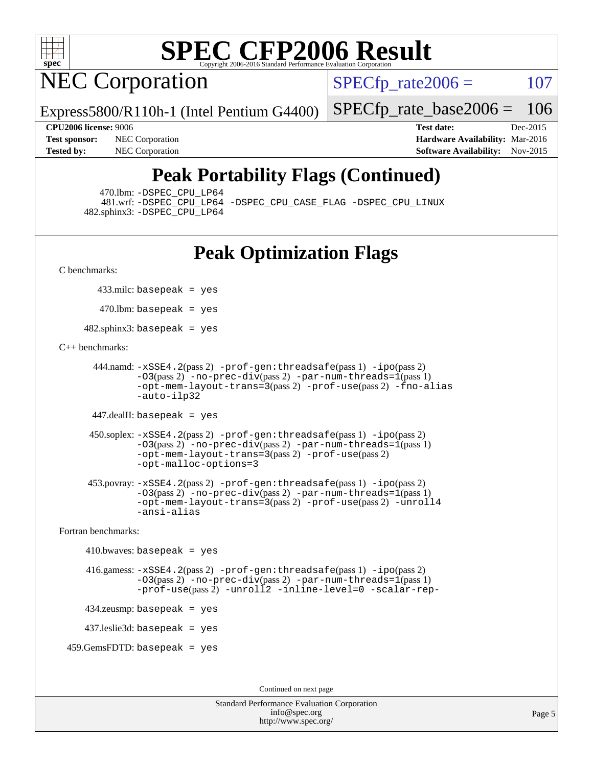# SPEC CFP2006 Result

## NEC Corporation

Express5800/R110h-1 (Intel Pentium G4400)

SPECfp_rate2006 = 107

SPECfp_rate_base2006 = 106

**CPU2006 license:** 9006
**Test sponsor:** NEC Corporation
**Tested by:** NEC Corporation
**Test date:** Dec-2015
**Hardware Availability:** Mar-2016
**Software Availability:** Nov-2015

## Peak Portability Flags (Continued)

470.lbm: -DSPEC_CPU_LP64
481.wrf: -DSPEC_CPU_LP64 -DSPEC_CPU_CASE_FLAG -DSPEC_CPU_LINUX
482.sphinx3: -DSPEC_CPU_LP64

## Peak Optimization Flags

C benchmarks:

433.milc: basepeak = yes

470.lbm: basepeak = yes

482.sphinx3: basepeak = yes

C++ benchmarks:

444.namd: -xSSE4.2(pass 2) -prof-gen:threadsafe(pass 1) -ipo(pass 2) -O3(pass 2) -no-prec-div(pass 2) -par-num-threads=1(pass 1) -opt-mem-layout-trans=3(pass 2) -prof-use(pass 2) -fno-alias -auto-ilp32

447.dealII: basepeak = yes

450.soplex: -xSSE4.2(pass 2) -prof-gen:threadsafe(pass 1) -ipo(pass 2) -O3(pass 2) -no-prec-div(pass 2) -par-num-threads=1(pass 1) -opt-mem-layout-trans=3(pass 2) -prof-use(pass 2) -opt-malloc-options=3

453.povray: -xSSE4.2(pass 2) -prof-gen:threadsafe(pass 1) -ipo(pass 2) -O3(pass 2) -no-prec-div(pass 2) -par-num-threads=1(pass 1) -opt-mem-layout-trans=3(pass 2) -prof-use(pass 2) -unroll4 -ansi-alias

Fortran benchmarks:

410.bwaves: basepeak = yes

416.gamess: -xSSE4.2(pass 2) -prof-gen:threadsafe(pass 1) -ipo(pass 2) -O3(pass 2) -no-prec-div(pass 2) -par-num-threads=1(pass 1) -prof-use(pass 2) -unroll2 -inline-level=0 -scalar-rep-

434.zeusmp: basepeak = yes

437.leslie3d: basepeak = yes

459.GemsFDTD: basepeak = yes

Continued on next page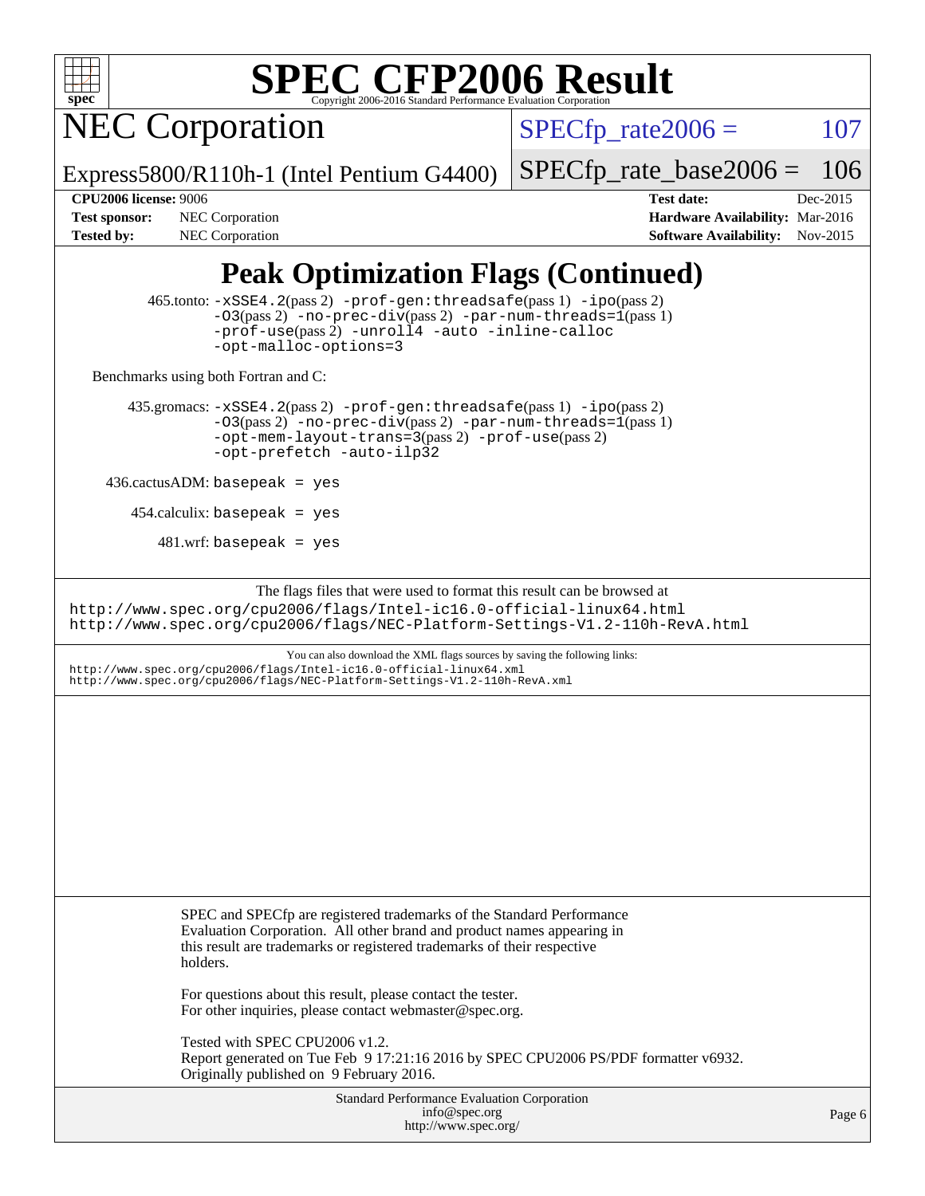# Peak Optimization Flags (Continued)

465.tonto: -xSSE4.2(pass 2) -prof-gen:threadsafe(pass 1) -ipo(pass 2) -O3(pass 2) -no-prec-div(pass 2) -par-num-threads=1(pass 1) -prof-use(pass 2) -unroll4 -auto -inline-calloc -opt-malloc-options=3

Benchmarks using both Fortran and C:

435.gromacs: -xSSE4.2(pass 2) -prof-gen:threadsafe(pass 1) -ipo(pass 2) -O3(pass 2) -no-prec-div(pass 2) -par-num-threads=1(pass 1) -opt-mem-layout-trans=3(pass 2) -prof-use(pass 2) -opt-prefetch -auto-ilp32

436.cactusADM: basepeak = yes

454.calculix: basepeak = yes

481.wrf: basepeak = yes

The flags files that were used to format this result can be browsed at
http://www.spec.org/cpu2006/flags/Intel-ic16.0-official-linux64.html
http://www.spec.org/cpu2006/flags/NEC-Platform-Settings-V1.2-110h-RevA.html

You can also download the XML flags sources by saving the following links:
http://www.spec.org/cpu2006/flags/Intel-ic16.0-official-linux64.xml
http://www.spec.org/cpu2006/flags/NEC-Platform-Settings-V1.2-110h-RevA.xml

SPEC and SPECfp are registered trademarks of the Standard Performance Evaluation Corporation. All other brand and product names appearing in this result are trademarks or registered trademarks of their respective holders.

For questions about this result, please contact the tester.
For other inquiries, please contact webmaster@spec.org.

Tested with SPEC CPU2006 v1.2.
Report generated on Tue Feb 9 17:21:16 2016 by SPEC CPU2006 PS/PDF formatter v6932.
Originally published on 9 February 2016.